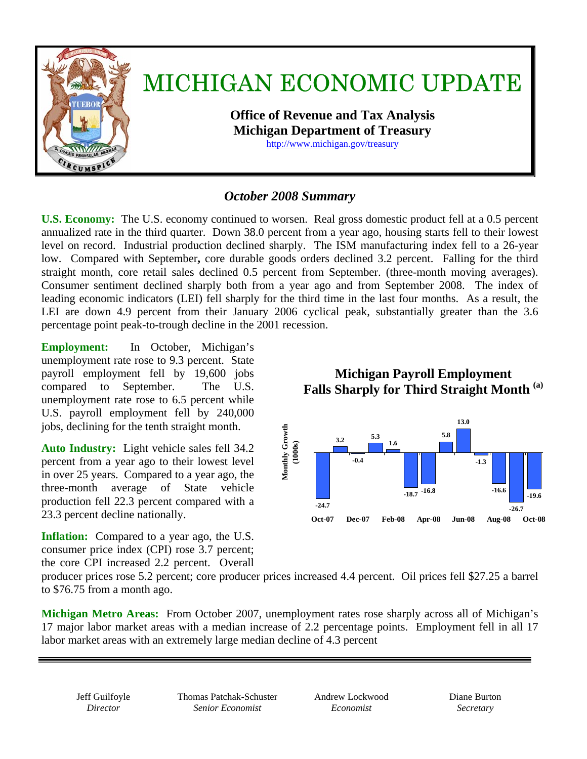# MICHIGAN ECONOMIC UPDATE

**Office of Revenue and Tax Analysis**
**Michigan Department of Treasury**
http://www.michigan.gov/treasury

## *October 2008 Summary*

**U.S. Economy:** The U.S. economy continued to worsen. Real gross domestic product fell at a 0.5 percent annualized rate in the third quarter. Down 38.0 percent from a year ago, housing starts fell to their lowest level on record. Industrial production declined sharply. The ISM manufacturing index fell to a 26-year low. Compared with September**,** core durable goods orders declined 3.2 percent. Falling for the third straight month, core retail sales declined 0.5 percent from September. (three-month moving averages). Consumer sentiment declined sharply both from a year ago and from September 2008. The index of leading economic indicators (LEI) fell sharply for the third time in the last four months. As a result, the LEI are down 4.9 percent from their January 2006 cyclical peak, substantially greater than the 3.6 percentage point peak-to-trough decline in the 2001 recession.

**Employment:** In October, Michigan's unemployment rate rose to 9.3 percent. State payroll employment fell by 19,600 jobs compared to September. The U.S. unemployment rate rose to 6.5 percent while U.S. payroll employment fell by 240,000 jobs, declining for the tenth straight month.

**Michigan Payroll Employment Falls Sharply for Third Straight Month [(a)]**

| Month | Monthly Growth (1000s) |
|---|---|
| Oct-07 | -24.7 |
| Nov-07 | 3.2 |
| Dec-07 | -0.4 |
| Jan-08 | 5.3 |
| Feb-08 | 1.6 |
| Mar-08 | -18.7 |
| Apr-08 | -16.8 |
| May-08 | 5.8 |
| Jun-08 | 13.0 |
| Jul-08 | -1.3 |
| Aug-08 | -16.6 |
| Sep-08 | -26.7 |
| Oct-08 | -19.6 |

**Auto Industry:** Light vehicle sales fell 34.2 percent from a year ago to their lowest level in over 25 years. Compared to a year ago, the three-month average of State vehicle production fell 22.3 percent compared with a 23.3 percent decline nationally.

**Inflation:** Compared to a year ago, the U.S. consumer price index (CPI) rose 3.7 percent; the core CPI increased 2.2 percent. Overall producer prices rose 5.2 percent; core producer prices increased 4.4 percent. Oil prices fell $27.25 a barrel to $76.75 from a month ago.

**Michigan Metro Areas:** From October 2007, unemployment rates rose sharply across all of Michigan's 17 major labor market areas with a median increase of 2.2 percentage points. Employment fell in all 17 labor market areas with an extremely large median decline of 4.3 percent

---

| Jeff Guilfoyle | Thomas Patchak-Schuster | Andrew Lockwood | Diane Burton |
|---|---|---|---|
| *Director* | *Senior Economist* | *Economist* | *Secretary* |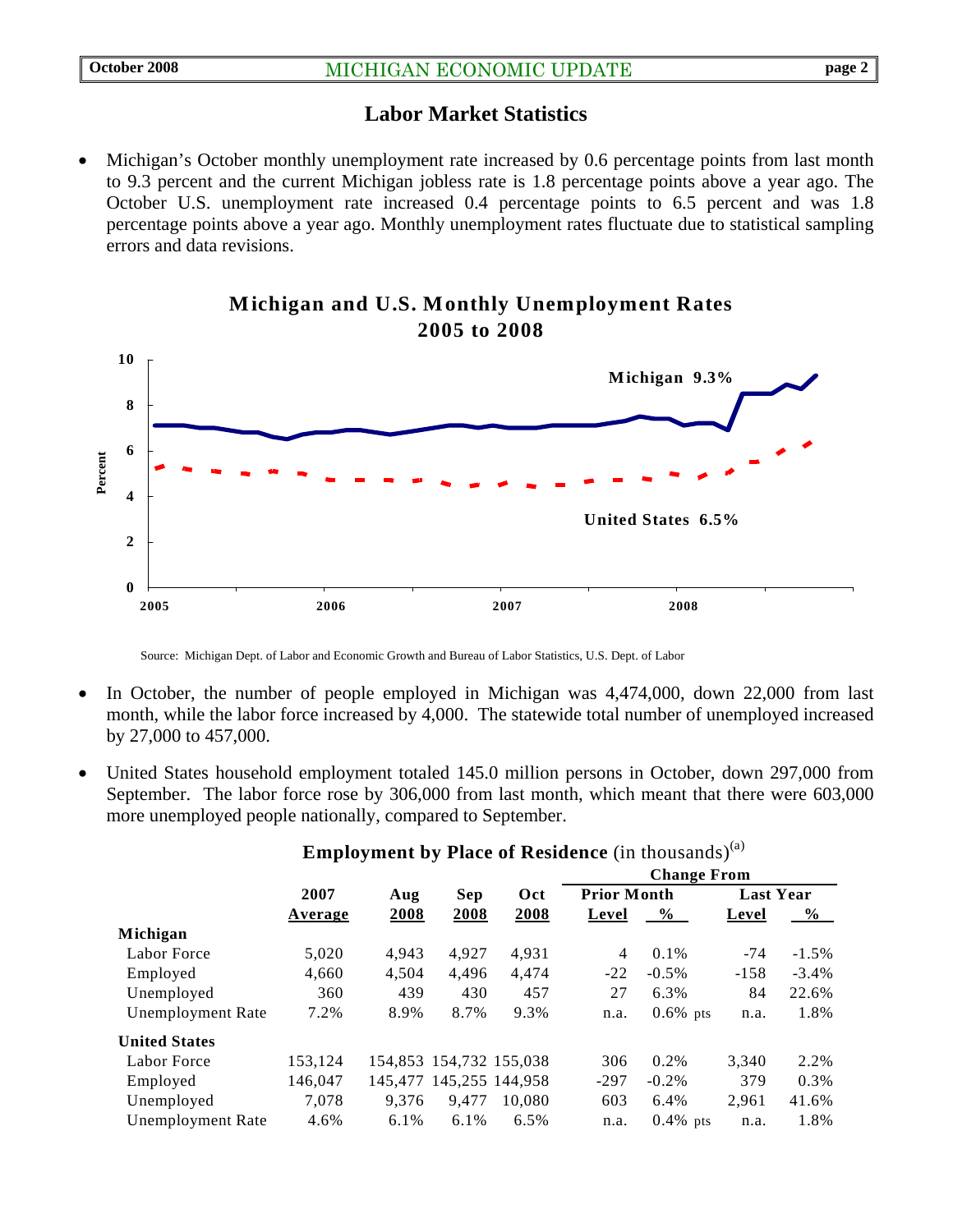## Labor Market Statistics

- Michigan's October monthly unemployment rate increased by 0.6 percentage points from last month to 9.3 percent and the current Michigan jobless rate is 1.8 percentage points above a year ago. The October U.S. unemployment rate increased 0.4 percentage points to 6.5 percent and was 1.8 percentage points above a year ago. Monthly unemployment rates fluctuate due to statistical sampling errors and data revisions.

**Michigan and U.S. Monthly Unemployment Rates 2005 to 2008**

Source: Michigan Dept. of Labor and Economic Growth and Bureau of Labor Statistics, U.S. Dept. of Labor

- In October, the number of people employed in Michigan was 4,474,000, down 22,000 from last month, while the labor force increased by 4,000. The statewide total number of unemployed increased by 27,000 to 457,000.

- United States household employment totaled 145.0 million persons in October, down 297,000 from September. The labor force rose by 306,000 from last month, which meant that there were 603,000 more unemployed people nationally, compared to September.

**Employment by Place of Residence** (in thousands)[(a)]

| | 2007 Average | Aug 2008 | Sep 2008 | Oct 2008 | Change From Prior Month Level | Prior Month % | Last Year Level | Last Year % |
|---|---|---|---|---|---|---|---|---|
| **Michigan** | | | | | | | | |
| Labor Force | 5,020 | 4,943 | 4,927 | 4,931 | 4 | 0.1% | -74 | -1.5% |
| Employed | 4,660 | 4,504 | 4,496 | 4,474 | -22 | -0.5% | -158 | -3.4% |
| Unemployed | 360 | 439 | 430 | 457 | 27 | 6.3% | 84 | 22.6% |
| Unemployment Rate | 7.2% | 8.9% | 8.7% | 9.3% | n.a. | 0.6% pts | n.a. | 1.8% |
| **United States** | | | | | | | | |
| Labor Force | 153,124 | 154,853 | 154,732 | 155,038 | 306 | 0.2% | 3,340 | 2.2% |
| Employed | 146,047 | 145,477 | 145,255 | 144,958 | -297 | -0.2% | 379 | 0.3% |
| Unemployed | 7,078 | 9,376 | 9,477 | 10,080 | 603 | 6.4% | 2,961 | 41.6% |
| Unemployment Rate | 4.6% | 6.1% | 6.1% | 6.5% | n.a. | 0.4% pts | n.a. | 1.8% |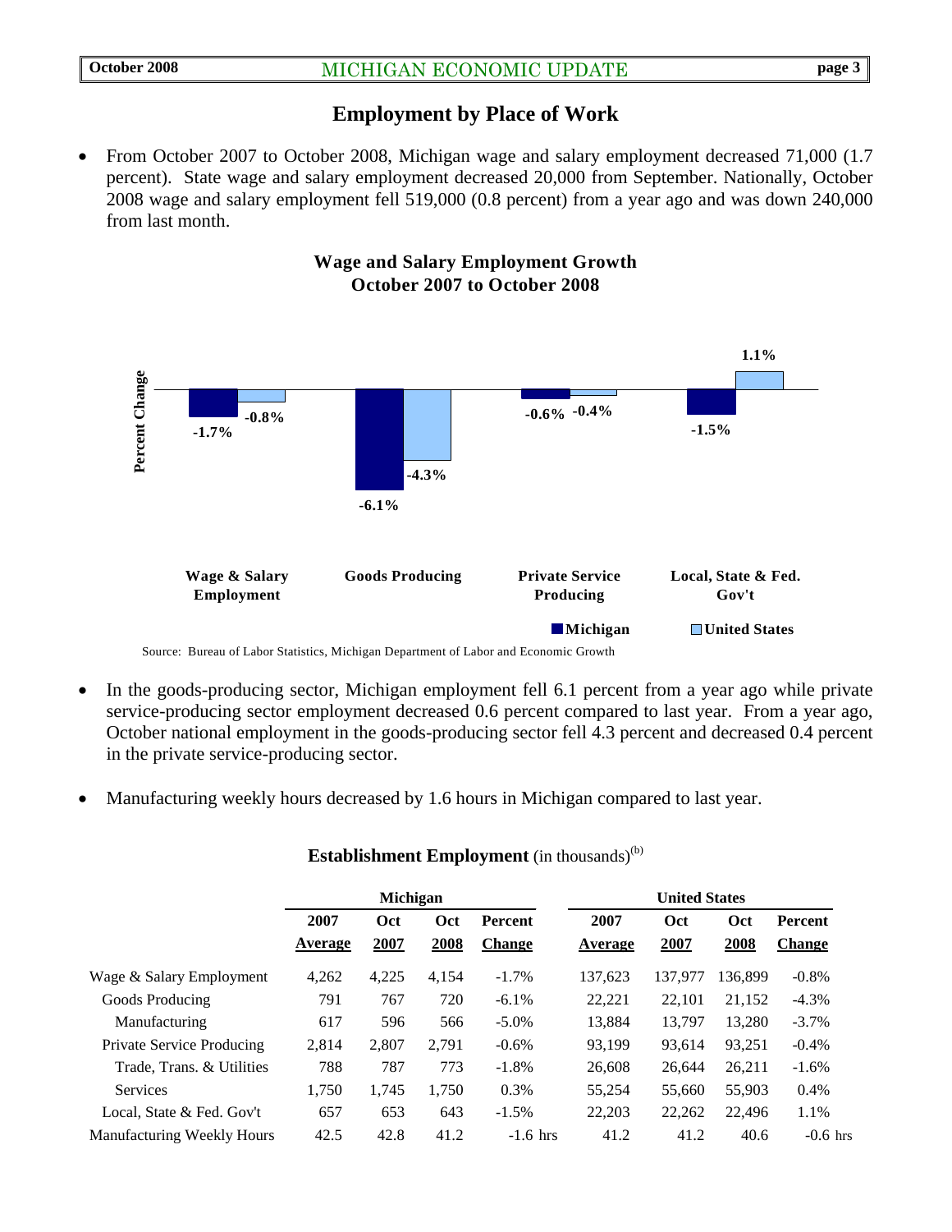## Employment by Place of Work

- From October 2007 to October 2008, Michigan wage and salary employment decreased 71,000 (1.7 percent). State wage and salary employment decreased 20,000 from September. Nationally, October 2008 wage and salary employment fell 519,000 (0.8 percent) from a year ago and was down 240,000 from last month.

**Wage and Salary Employment Growth**
**October 2007 to October 2008**

| | Michigan | United States |
|---|---|---|
| Wage & Salary Employment | -1.7% | -0.8% |
| Goods Producing | -6.1% | -4.3% |
| Private Service Producing | -0.6% | -0.4% |
| Local, State & Fed. Gov't | -1.5% | 1.1% |

Source: Bureau of Labor Statistics, Michigan Department of Labor and Economic Growth

- In the goods-producing sector, Michigan employment fell 6.1 percent from a year ago while private service-producing sector employment decreased 0.6 percent compared to last year. From a year ago, October national employment in the goods-producing sector fell 4.3 percent and decreased 0.4 percent in the private service-producing sector.

- Manufacturing weekly hours decreased by 1.6 hours in Michigan compared to last year.

**Establishment Employment** (in thousands)[(b)]

| | Michigan | | | | United States | | | |
|---|---|---|---|---|---|---|---|---|
| | 2007 Average | Oct 2007 | Oct 2008 | Percent Change | 2007 Average | Oct 2007 | Oct 2008 | Percent Change |
| Wage & Salary Employment | 4,262 | 4,225 | 4,154 | -1.7% | 137,623 | 137,977 | 136,899 | -0.8% |
| Goods Producing | 791 | 767 | 720 | -6.1% | 22,221 | 22,101 | 21,152 | -4.3% |
| Manufacturing | 617 | 596 | 566 | -5.0% | 13,884 | 13,797 | 13,280 | -3.7% |
| Private Service Producing | 2,814 | 2,807 | 2,791 | -0.6% | 93,199 | 93,614 | 93,251 | -0.4% |
| Trade, Trans. & Utilities | 788 | 787 | 773 | -1.8% | 26,608 | 26,644 | 26,211 | -1.6% |
| Services | 1,750 | 1,745 | 1,750 | 0.3% | 55,254 | 55,660 | 55,903 | 0.4% |
| Local, State & Fed. Gov't | 657 | 653 | 643 | -1.5% | 22,203 | 22,262 | 22,496 | 1.1% |
| Manufacturing Weekly Hours | 42.5 | 42.8 | 41.2 | -1.6 hrs | 41.2 | 41.2 | 40.6 | -0.6 hrs |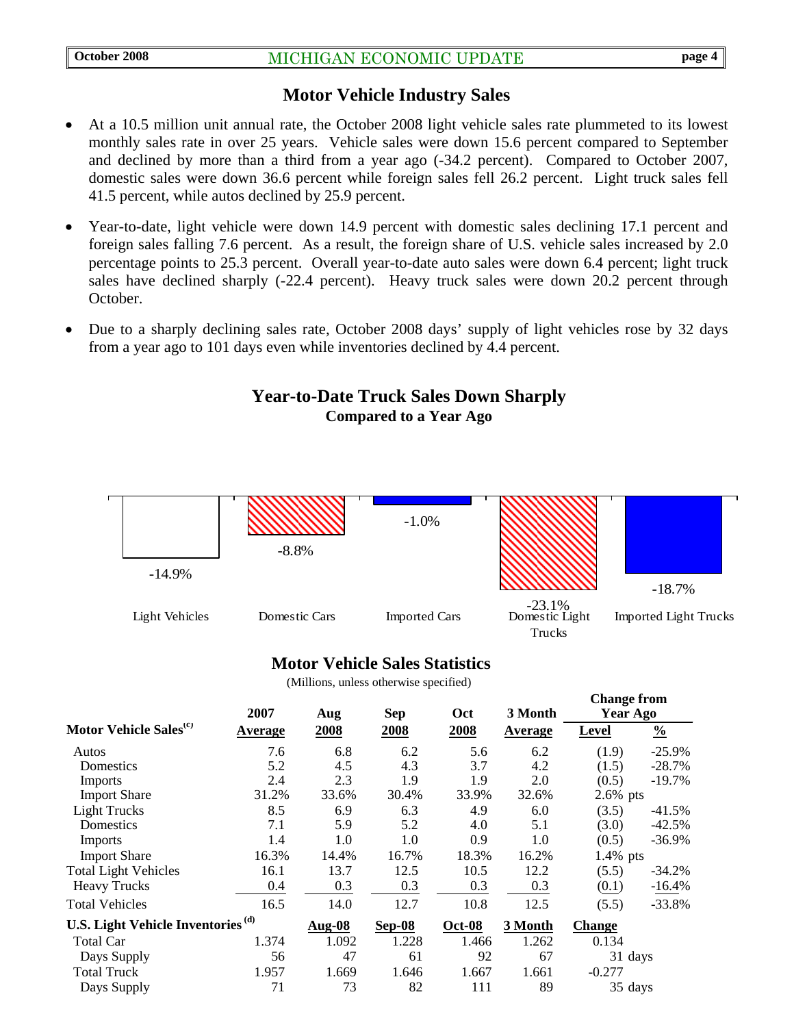## Motor Vehicle Industry Sales

- At a 10.5 million unit annual rate, the October 2008 light vehicle sales rate plummeted to its lowest monthly sales rate in over 25 years. Vehicle sales were down 15.6 percent compared to September and declined by more than a third from a year ago (-34.2 percent). Compared to October 2007, domestic sales were down 36.6 percent while foreign sales fell 26.2 percent. Light truck sales fell 41.5 percent, while autos declined by 25.9 percent.
- Year-to-date, light vehicle were down 14.9 percent with domestic sales declining 17.1 percent and foreign sales falling 7.6 percent. As a result, the foreign share of U.S. vehicle sales increased by 2.0 percentage points to 25.3 percent. Overall year-to-date auto sales were down 6.4 percent; light truck sales have declined sharply (-22.4 percent). Heavy truck sales were down 20.2 percent through October.
- Due to a sharply declining sales rate, October 2008 days' supply of light vehicles rose by 32 days from a year ago to 101 days even while inventories declined by 4.4 percent.

### Year-to-Date Truck Sales Down Sharply
**Compared to a Year Ago**

| Light Vehicles | Domestic Cars | Imported Cars | Domestic Light Trucks | Imported Light Trucks |
|---|---|---|---|---|
| -14.9% | -8.8% | -1.0% | -23.1% | -18.7% |

### Motor Vehicle Sales Statistics

(Millions, unless otherwise specified)

| Motor Vehicle Sales[(c)] | 2007 Average | Aug 2008 | Sep 2008 | Oct 2008 | 3 Month Average | Change from Year Ago Level | Change from Year Ago % |
|---|---|---|---|---|---|---|---|
| Autos | 7.6 | 6.8 | 6.2 | 5.6 | 6.2 | (1.9) | -25.9% |
| Domestics | 5.2 | 4.5 | 4.3 | 3.7 | 4.2 | (1.5) | -28.7% |
| Imports | 2.4 | 2.3 | 1.9 | 1.9 | 2.0 | (0.5) | -19.7% |
| Import Share | 31.2% | 33.6% | 30.4% | 33.9% | 32.6% | 2.6% pts | |
| Light Trucks | 8.5 | 6.9 | 6.3 | 4.9 | 6.0 | (3.5) | -41.5% |
| Domestics | 7.1 | 5.9 | 5.2 | 4.0 | 5.1 | (3.0) | -42.5% |
| Imports | 1.4 | 1.0 | 1.0 | 0.9 | 1.0 | (0.5) | -36.9% |
| Import Share | 16.3% | 14.4% | 16.7% | 18.3% | 16.2% | 1.4% pts | |
| Total Light Vehicles | 16.1 | 13.7 | 12.5 | 10.5 | 12.2 | (5.5) | -34.2% |
| Heavy Trucks | 0.4 | 0.3 | 0.3 | 0.3 | 0.3 | (0.1) | -16.4% |
| Total Vehicles | 16.5 | 14.0 | 12.7 | 10.8 | 12.5 | (5.5) | -33.8% |
| **U.S. Light Vehicle Inventories[(d)]** | | **Aug-08** | **Sep-08** | **Oct-08** | **3 Month** | **Change** | |
| Total Car | 1.374 | 1.092 | 1.228 | 1.466 | 1.262 | 0.134 | |
| Days Supply | 56 | 47 | 61 | 92 | 67 | 31 days | |
| Total Truck | 1.957 | 1.669 | 1.646 | 1.667 | 1.661 | -0.277 | |
| Days Supply | 71 | 73 | 82 | 111 | 89 | 35 days | |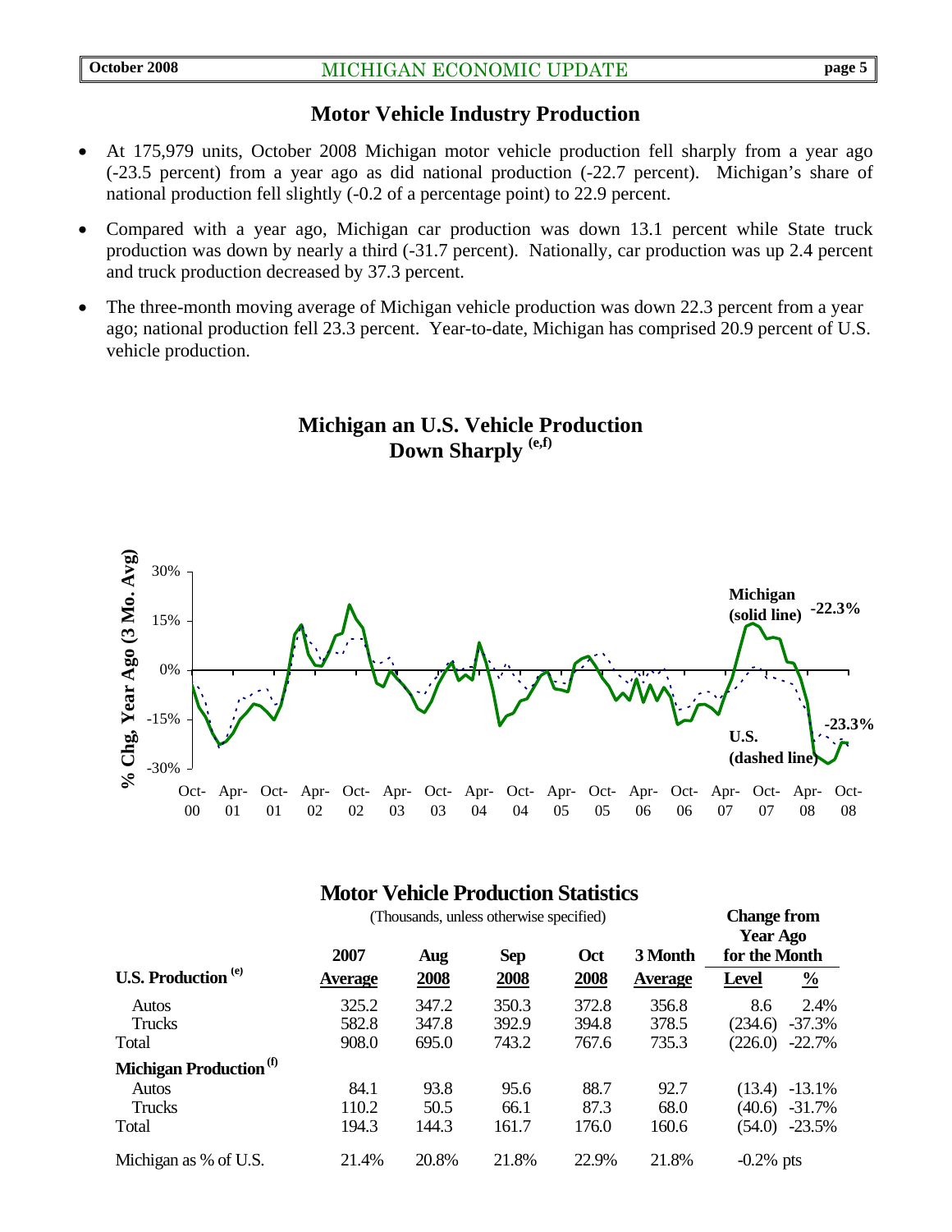## Motor Vehicle Industry Production

- At 175,979 units, October 2008 Michigan motor vehicle production fell sharply from a year ago (-23.5 percent) from a year ago as did national production (-22.7 percent). Michigan's share of national production fell slightly (-0.2 of a percentage point) to 22.9 percent.
- Compared with a year ago, Michigan car production was down 13.1 percent while State truck production was down by nearly a third (-31.7 percent). Nationally, car production was up 2.4 percent and truck production decreased by 37.3 percent.
- The three-month moving average of Michigan vehicle production was down 22.3 percent from a year ago; national production fell 23.3 percent. Year-to-date, Michigan has comprised 20.9 percent of U.S. vehicle production.

**Michigan an U.S. Vehicle Production Down Sharply [e,f]**

## Motor Vehicle Production Statistics

(Thousands, unless otherwise specified)

| | 2007 Average | Aug 2008 | Sep 2008 | Oct 2008 | 3 Month Average | Change from Year Ago for the Month: Level | Change from Year Ago for the Month: % |
|---|---|---|---|---|---|---|---|
| **U.S. Production [e]** | | | | | | | |
| Autos | 325.2 | 347.2 | 350.3 | 372.8 | 356.8 | 8.6 | 2.4% |
| Trucks | 582.8 | 347.8 | 392.9 | 394.8 | 378.5 | (234.6) | -37.3% |
| Total | 908.0 | 695.0 | 743.2 | 767.6 | 735.3 | (226.0) | -22.7% |
| **Michigan Production [f]** | | | | | | | |
| Autos | 84.1 | 93.8 | 95.6 | 88.7 | 92.7 | (13.4) | -13.1% |
| Trucks | 110.2 | 50.5 | 66.1 | 87.3 | 68.0 | (40.6) | -31.7% |
| Total | 194.3 | 144.3 | 161.7 | 176.0 | 160.6 | (54.0) | -23.5% |
| Michigan as % of U.S. | 21.4% | 20.8% | 21.8% | 22.9% | 21.8% | -0.2% pts | |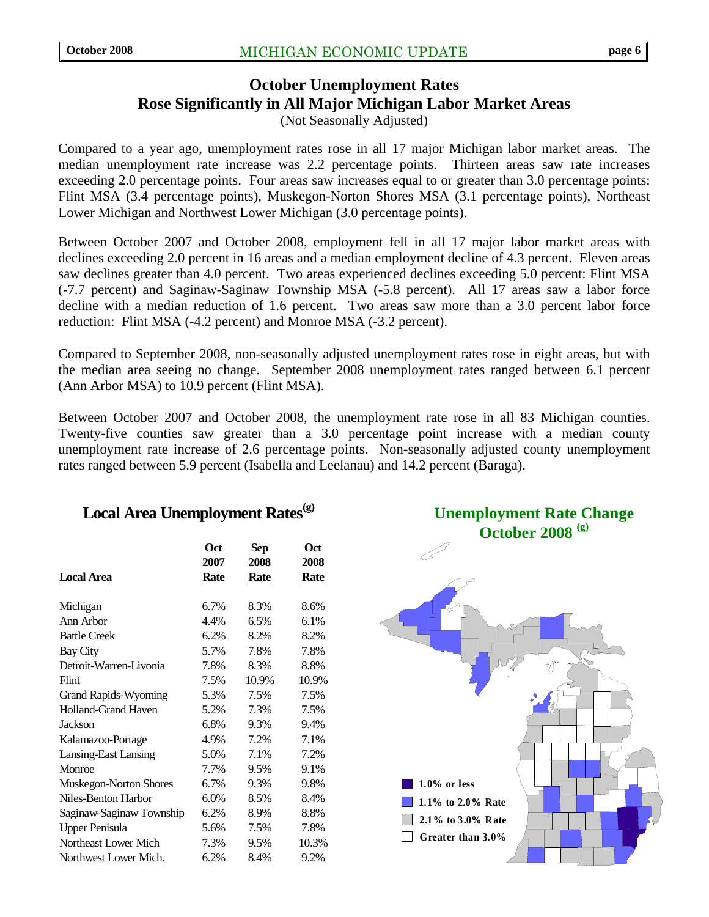## October Unemployment Rates Rose Significantly in All Major Michigan Labor Market Areas

(Not Seasonally Adjusted)

Compared to a year ago, unemployment rates rose in all 17 major Michigan labor market areas. The median unemployment rate increase was 2.2 percentage points. Thirteen areas saw rate increases exceeding 2.0 percentage points. Four areas saw increases equal to or greater than 3.0 percentage points: Flint MSA (3.4 percentage points), Muskegon-Norton Shores MSA (3.1 percentage points), Northeast Lower Michigan and Northwest Lower Michigan (3.0 percentage points).

Between October 2007 and October 2008, employment fell in all 17 major labor market areas with declines exceeding 2.0 percent in 16 areas and a median employment decline of 4.3 percent. Eleven areas saw declines greater than 4.0 percent. Two areas experienced declines exceeding 5.0 percent: Flint MSA (-7.7 percent) and Saginaw-Saginaw Township MSA (-5.8 percent). All 17 areas saw a labor force decline with a median reduction of 1.6 percent. Two areas saw more than a 3.0 percent labor force reduction: Flint MSA (-4.2 percent) and Monroe MSA (-3.2 percent).

Compared to September 2008, non-seasonally adjusted unemployment rates rose in eight areas, but with the median area seeing no change. September 2008 unemployment rates ranged between 6.1 percent (Ann Arbor MSA) to 10.9 percent (Flint MSA).

Between October 2007 and October 2008, the unemployment rate rose in all 83 Michigan counties. Twenty-five counties saw greater than a 3.0 percentage point increase with a median county unemployment rate increase of 2.6 percentage points. Non-seasonally adjusted county unemployment rates ranged between 5.9 percent (Isabella and Leelanau) and 14.2 percent (Baraga).

### Local Area Unemployment Rates[g]

| Local Area | Oct 2007 Rate | Sep 2008 Rate | Oct 2008 Rate |
|---|---|---|---|
| Michigan | 6.7% | 8.3% | 8.6% |
| Ann Arbor | 4.4% | 6.5% | 6.1% |
| Battle Creek | 6.2% | 8.2% | 8.2% |
| Bay City | 5.7% | 7.8% | 7.8% |
| Detroit-Warren-Livonia | 7.8% | 8.3% | 8.8% |
| Flint | 7.5% | 10.9% | 10.9% |
| Grand Rapids-Wyoming | 5.3% | 7.5% | 7.5% |
| Holland-Grand Haven | 5.2% | 7.3% | 7.5% |
| Jackson | 6.8% | 9.3% | 9.4% |
| Kalamazoo-Portage | 4.9% | 7.2% | 7.1% |
| Lansing-East Lansing | 5.0% | 7.1% | 7.2% |
| Monroe | 7.7% | 9.5% | 9.1% |
| Muskegon-Norton Shores | 6.7% | 9.3% | 9.8% |
| Niles-Benton Harbor | 6.0% | 8.5% | 8.4% |
| Saginaw-Saginaw Township | 6.2% | 8.9% | 8.8% |
| Upper Penisula | 5.6% | 7.5% | 7.8% |
| Northeast Lower Mich | 7.3% | 9.5% | 10.3% |
| Northwest Lower Mich. | 6.2% | 8.4% | 9.2% |

### Unemployment Rate Change October 2008 [g]

- 1.0% or less
- 1.1% to 2.0% Rate
- 2.1% to 3.0% Rate
- Greater than 3.0%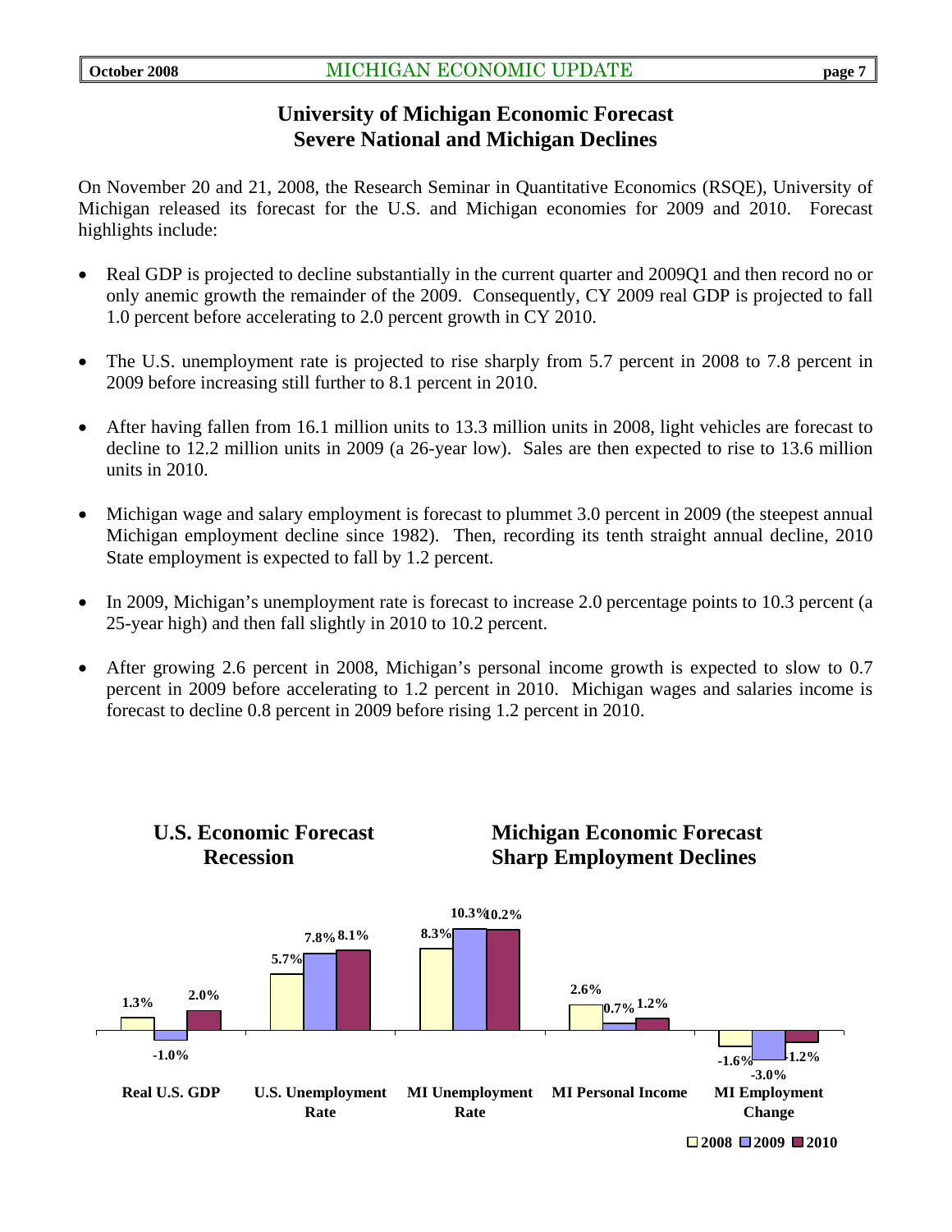# University of Michigan Economic Forecast
# Severe National and Michigan Declines

On November 20 and 21, 2008, the Research Seminar in Quantitative Economics (RSQE), University of Michigan released its forecast for the U.S. and Michigan economies for 2009 and 2010. Forecast highlights include:

- Real GDP is projected to decline substantially in the current quarter and 2009Q1 and then record no or only anemic growth the remainder of the 2009. Consequently, CY 2009 real GDP is projected to fall 1.0 percent before accelerating to 2.0 percent growth in CY 2010.

- The U.S. unemployment rate is projected to rise sharply from 5.7 percent in 2008 to 7.8 percent in 2009 before increasing still further to 8.1 percent in 2010.

- After having fallen from 16.1 million units to 13.3 million units in 2008, light vehicles are forecast to decline to 12.2 million units in 2009 (a 26-year low). Sales are then expected to rise to 13.6 million units in 2010.

- Michigan wage and salary employment is forecast to plummet 3.0 percent in 2009 (the steepest annual Michigan employment decline since 1982). Then, recording its tenth straight annual decline, 2010 State employment is expected to fall by 1.2 percent.

- In 2009, Michigan's unemployment rate is forecast to increase 2.0 percentage points to 10.3 percent (a 25-year high) and then fall slightly in 2010 to 10.2 percent.

- After growing 2.6 percent in 2008, Michigan's personal income growth is expected to slow to 0.7 percent in 2009 before accelerating to 1.2 percent in 2010. Michigan wages and salaries income is forecast to decline 0.8 percent in 2009 before rising 1.2 percent in 2010.

## U.S. Economic Forecast Recession

## Michigan Economic Forecast Sharp Employment Declines

| | 2008 | 2009 | 2010 |
|---|---|---|---|
| Real U.S. GDP | 1.3% | -1.0% | 2.0% |
| U.S. Unemployment Rate | 5.7% | 7.8% | 8.1% |
| MI Unemployment Rate | 8.3% | 10.3% | 10.2% |
| MI Personal Income | 2.6% | 0.7% | 1.2% |
| MI Employment Change | -1.6% | -3.0% | -1.2% |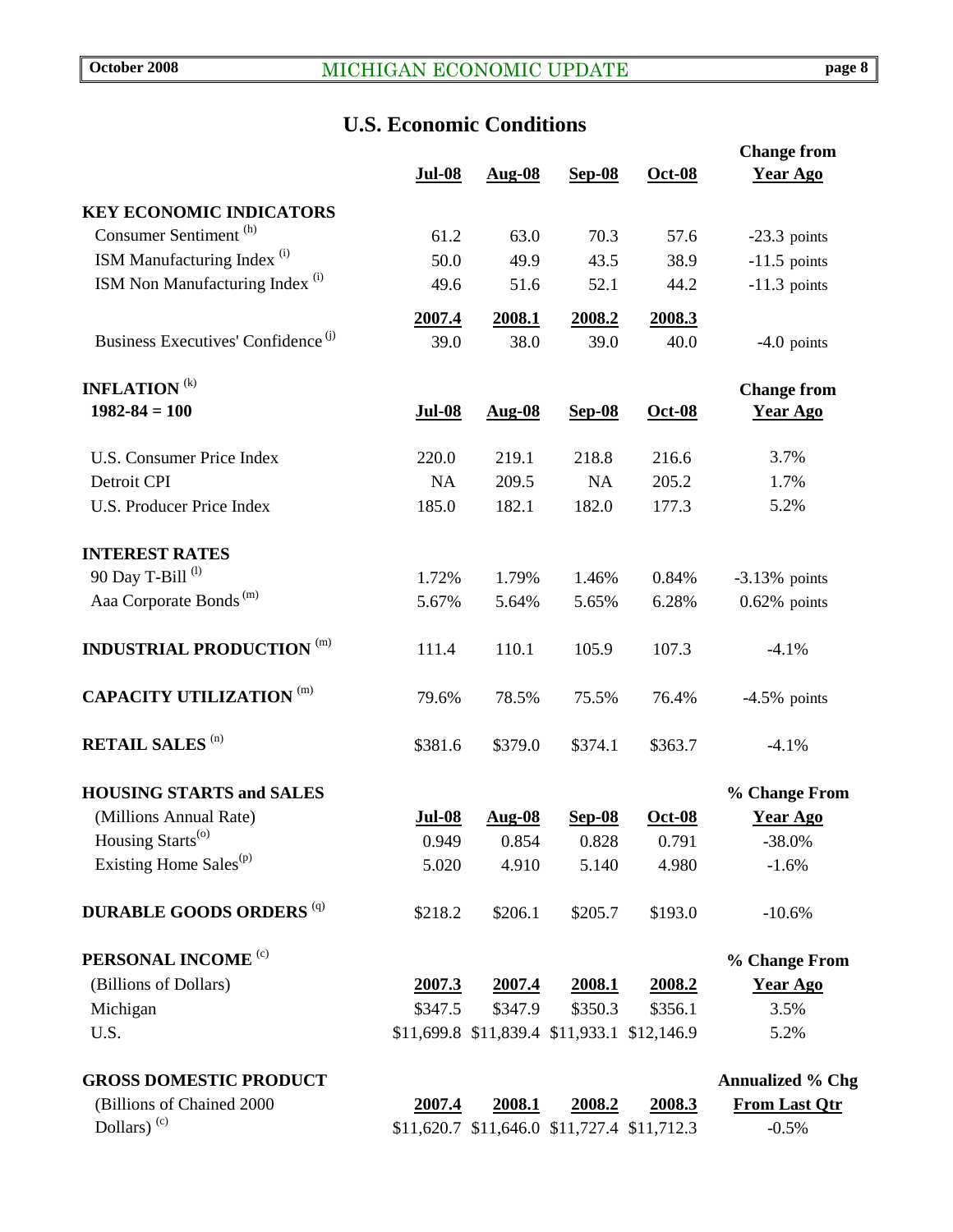## U.S. Economic Conditions

| | Jul-08 | Aug-08 | Sep-08 | Oct-08 | Change from Year Ago |
|---|---|---|---|---|---|
| **KEY ECONOMIC INDICATORS** | | | | | |
| Consumer Sentiment [h] | 61.2 | 63.0 | 70.3 | 57.6 | -23.3 points |
| ISM Manufacturing Index [i] | 50.0 | 49.9 | 43.5 | 38.9 | -11.5 points |
| ISM Non Manufacturing Index [i] | 49.6 | 51.6 | 52.1 | 44.2 | -11.3 points |
| | **2007.4** | **2008.1** | **2008.2** | **2008.3** | |
| Business Executives' Confidence [j] | 39.0 | 38.0 | 39.0 | 40.0 | -4.0 points |

| **INFLATION** [k] 1982-84 = 100 | Jul-08 | Aug-08 | Sep-08 | Oct-08 | Change from Year Ago |
|---|---|---|---|---|---|
| U.S. Consumer Price Index | 220.0 | 219.1 | 218.8 | 216.6 | 3.7% |
| Detroit CPI | NA | 209.5 | NA | 205.2 | 1.7% |
| U.S. Producer Price Index | 185.0 | 182.1 | 182.0 | 177.3 | 5.2% |
| **INTEREST RATES** | | | | | |
| 90 Day T-Bill [l] | 1.72% | 1.79% | 1.46% | 0.84% | -3.13% points |
| Aaa Corporate Bonds [m] | 5.67% | 5.64% | 5.65% | 6.28% | 0.62% points |
| **INDUSTRIAL PRODUCTION** [m] | 111.4 | 110.1 | 105.9 | 107.3 | -4.1% |
| **CAPACITY UTILIZATION** [m] | 79.6% | 78.5% | 75.5% | 76.4% | -4.5% points |
| **RETAIL SALES** [n] | $381.6 | $379.0 | $374.1 | $363.7 | -4.1% |

| **HOUSING STARTS and SALES** (Millions Annual Rate) | Jul-08 | Aug-08 | Sep-08 | Oct-08 | % Change From Year Ago |
|---|---|---|---|---|---|
| Housing Starts [o] | 0.949 | 0.854 | 0.828 | 0.791 | -38.0% |
| Existing Home Sales [p] | 5.020 | 4.910 | 5.140 | 4.980 | -1.6% |
| **DURABLE GOODS ORDERS** [q] | $218.2 | $206.1 | $205.7 | $193.0 | -10.6% |

| **PERSONAL INCOME** [c] (Billions of Dollars) | 2007.3 | 2007.4 | 2008.1 | 2008.2 | % Change From Year Ago |
|---|---|---|---|---|---|
| Michigan | $347.5 | $347.9 | $350.3 | $356.1 | 3.5% |
| U.S. | $11,699.8 | $11,839.4 | $11,933.1 | $12,146.9 | 5.2% |

| **GROSS DOMESTIC PRODUCT** (Billions of Chained 2000 Dollars) [c] | 2007.4 | 2008.1 | 2008.2 | 2008.3 | Annualized % Chg From Last Qtr |
|---|---|---|---|---|---|
| | $11,620.7 | $11,646.0 | $11,727.4 | $11,712.3 | -0.5% |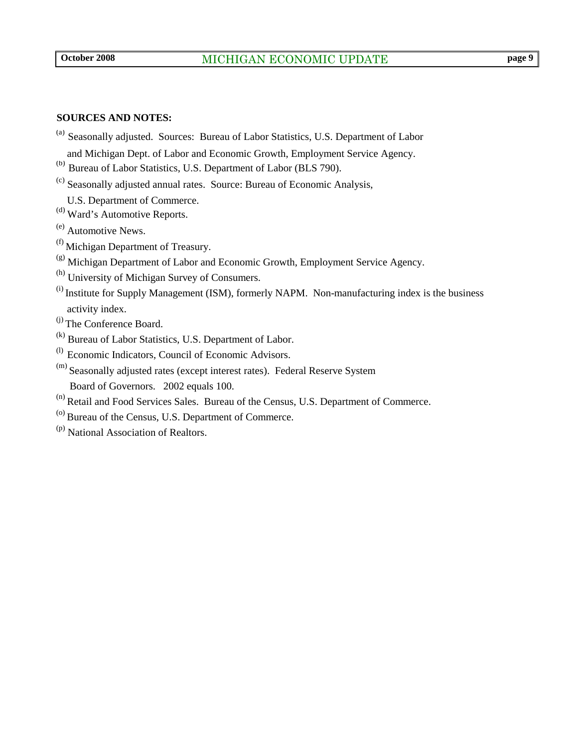**SOURCES AND NOTES:**

[a] Seasonally adjusted. Sources: Bureau of Labor Statistics, U.S. Department of Labor and Michigan Dept. of Labor and Economic Growth, Employment Service Agency.

[b] Bureau of Labor Statistics, U.S. Department of Labor (BLS 790).

[c] Seasonally adjusted annual rates. Source: Bureau of Economic Analysis, U.S. Department of Commerce.

[d] Ward's Automotive Reports.

[e] Automotive News.

[f] Michigan Department of Treasury.

[g] Michigan Department of Labor and Economic Growth, Employment Service Agency.

[h] University of Michigan Survey of Consumers.

[i] Institute for Supply Management (ISM), formerly NAPM. Non-manufacturing index is the business activity index.

[j] The Conference Board.

[k] Bureau of Labor Statistics, U.S. Department of Labor.

[l] Economic Indicators, Council of Economic Advisors.

[m] Seasonally adjusted rates (except interest rates). Federal Reserve System Board of Governors. 2002 equals 100.

[n] Retail and Food Services Sales. Bureau of the Census, U.S. Department of Commerce.

[o] Bureau of the Census, U.S. Department of Commerce.

[p] National Association of Realtors.